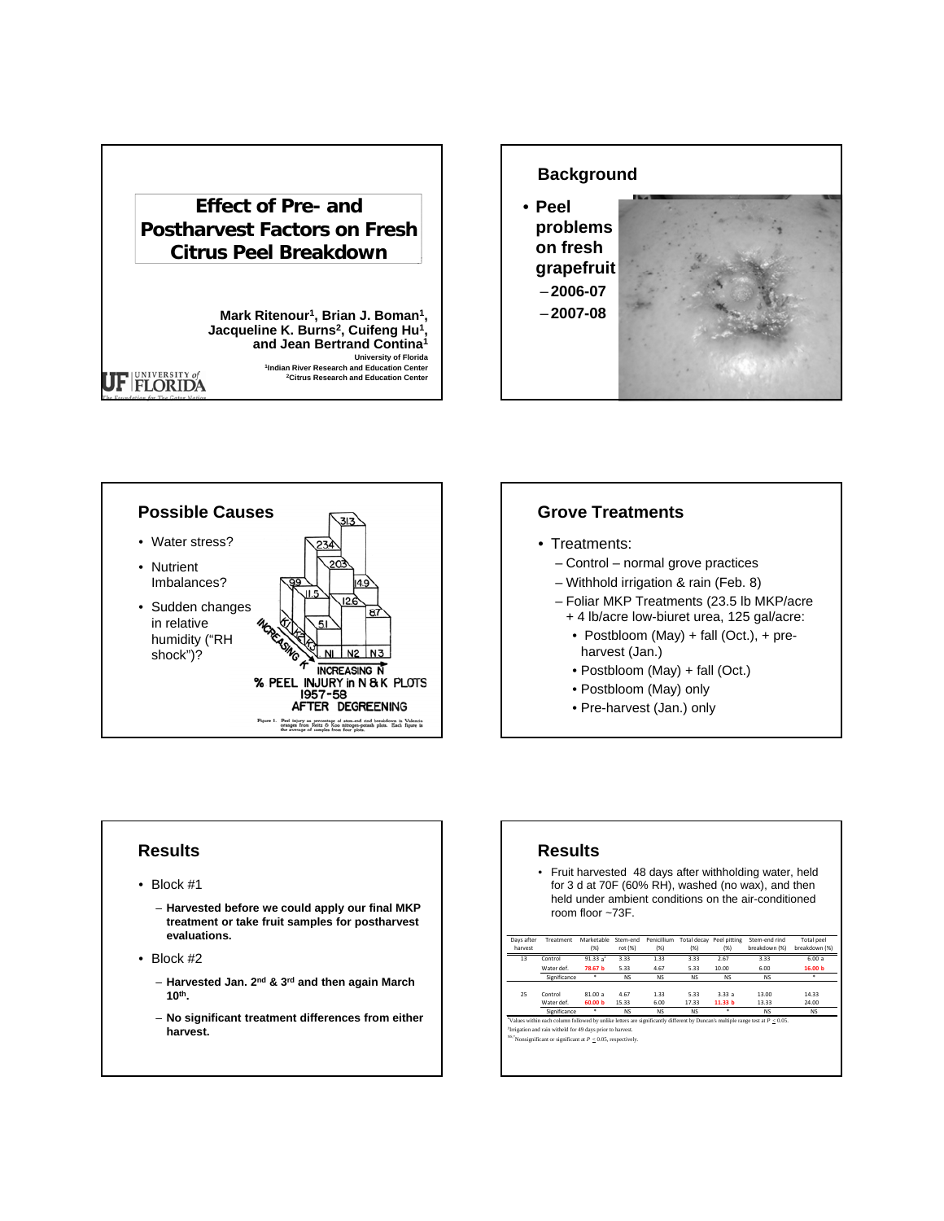# Effect of Pre- and Postharvest Factors on Fresh Citrus Peel Breakdown

**Mark Ritenour[1], Brian J. Boman[1], Jacqueline K. Burns[2], Cuifeng Hu[1], and Jean Bertrand Contina[1]**

University of Florida
[1]Indian River Research and Education Center
[2]Citrus Research and Education Center

UF UNIVERSITY of FLORIDA

## Background

- **Peel problems on fresh grapefruit**
  - **2006-07**
  - **2007-08**

## Possible Causes

- Water stress?
- Nutrient Imbalances?
- Sudden changes in relative humidity ("RH shock")?

% PEEL INJURY in N & K PLOTS 1957-58 AFTER DEGREENING

Figure 1. Peel injury as percentage of stem-end rind breakdown in Valencia oranges from Reitz & Koo nitrogen-potash plots. Each figure is the average of samples from four plots.

## Grove Treatments

- Treatments:
  - Control – normal grove practices
  - Withhold irrigation & rain (Feb. 8)
  - Foliar MKP Treatments (23.5 lb MKP/acre + 4 lb/acre low-biuret urea, 125 gal/acre:
    - Postbloom (May) + fall (Oct.), + pre-harvest (Jan.)
    - Postbloom (May) + fall (Oct.)
    - Postbloom (May) only
    - Pre-harvest (Jan.) only

## Results

- Block #1
  - **Harvested before we could apply our final MKP treatment or take fruit samples for postharvest evaluations.**
- Block #2
  - **Harvested Jan. 2nd & 3rd and then again March 10th.**
  - **No significant treatment differences from either harvest.**

## Results

- Fruit harvested 48 days after withholding water, held for 3 d at 70F (60% RH), washed (no wax), and then held under ambient conditions on the air-conditioned room floor ~73F.

| Days after harvest | Treatment | Marketable (%) | Stem-end rot (%) | Penicillium (%) | Total decay (%) | Peel pitting (%) | Stem-end rind breakdown (%) | Total peel breakdown (%) |
|---|---|---|---|---|---|---|---|---|
| 13 | Control | 91.33 a[z] | 3.33 | 1.33 | 3.33 | 2.67 | 3.33 | 6.00 a |
| | Water def. | **78.67 b** | 5.33 | 4.67 | 5.33 | 10.00 | 6.00 | **16.00 b** |
| | Significance | * | NS | NS | NS | NS | NS | * |
| 25 | Control | 81.00 a | 4.67 | 1.33 | 5.33 | 3.33 a | 13.00 | 14.33 |
| | Water def. | **60.00 b** | 15.33 | 6.00 | 17.33 | **11.33 b** | 13.33 | 24.00 |
| | Significance | * | NS | NS | NS | * | NS | NS |

[z]Values within each column followed by unlike letters are significantly different by Duncan's multiple range test at $P \leq 0.05$.
[y]Irrigation and rain witheld for 49 days prior to harvest.
NS,*Nonsignificant or significant at $P \leq 0.05$, respectively.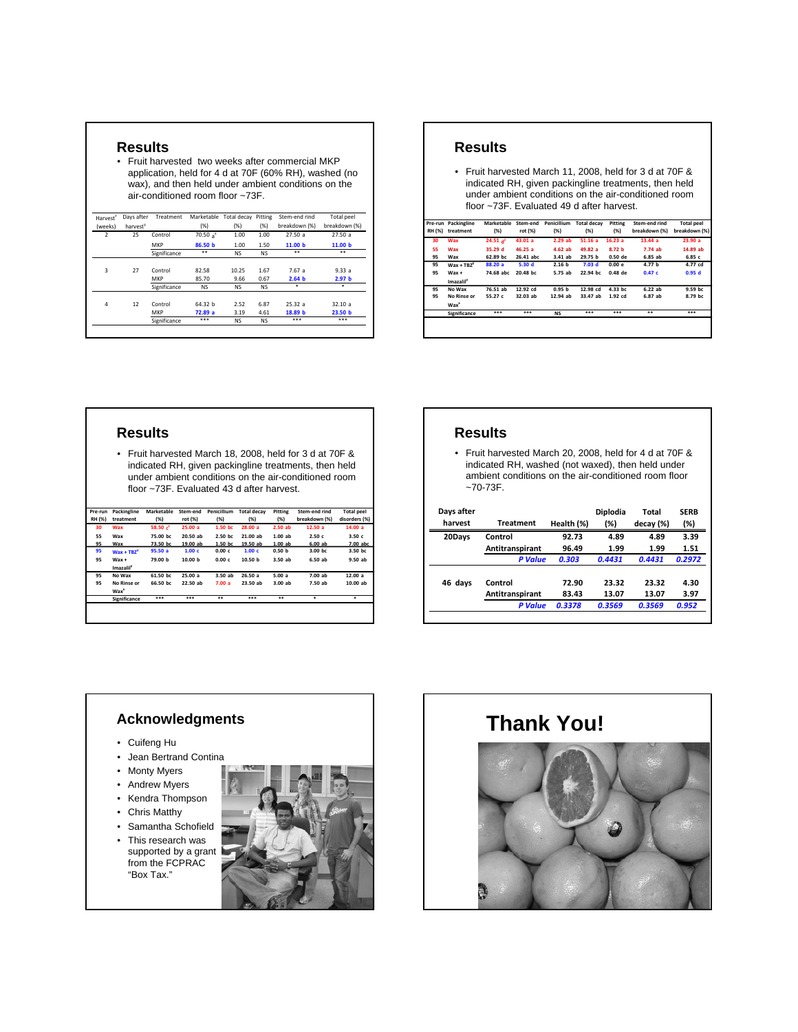## Results

- Fruit harvested two weeks after commercial MKP application, held for 4 d at 70F (60% RH), washed (no wax), and then held under ambient conditions on the air-conditioned room floor ~73F.

| Harvest[z] (weeks) | Days after harvest[y] | Treatment | Marketable (%) | Total decay (%) | Pitting (%) | Stem-end rind breakdown (%) | Total peel breakdown (%) |
|---|---|---|---|---|---|---|---|
| 2 | 25 | Control | 70.50 a[x] | 1.00 | 1.00 | 27.50 a | 27.50 a |
| | | MKP | 86.50 b | 1.00 | 1.50 | 11.00 b | 11.00 b |
| | | Significance | ** | NS | NS | ** | ** |
| 3 | 27 | Control | 82.58 | 10.25 | 1.67 | 7.67 a | 9.33 a |
| | | MKP | 85.70 | 9.66 | 0.67 | 2.64 b | 2.97 b |
| | | Significance | NS | NS | NS | * | * |
| 4 | 12 | Control | 64.32 b | 2.52 | 6.87 | 25.32 a | 32.10 a |
| | | MKP | 72.89 a | 3.19 | 4.61 | 18.89 b | 23.50 b |
| | | Significance | *** | NS | NS | *** | *** |

## Results

- Fruit harvested March 11, 2008, held for 3 d at 70F & indicated RH, given packingline treatments, then held under ambient conditions on the air-conditioned room floor ~73F. Evaluated 49 d after harvest.

| Pre-run RH (%) | Packingline treatment | Marketable (%) | Stem-end rot (%) | Penicillium (%) | Total decay (%) | Pitting (%) | Stem-end rind breakdown (%) | Total peel breakdown (%) |
|---|---|---|---|---|---|---|---|---|
| 30 | Wax | 24.51 d[z] | 43.01 a | 2.29 ab | 51.16 a | 16.23 a | 13.44 a | 23.90 a |
| 55 | Wax | 35.29 d | 46.25 a | 4.62 ab | 49.82 a | 8.72 b | 7.74 ab | 14.89 ab |
| 95 | Wax | 62.89 bc | 26.41 abc | 3.41 ab | 29.75 b | 0.50 de | 6.85 ab | 6.85 c |
| 95 | Wax + TBZ[y] | 88.20 a | 5.30 d | 2.16 b | 7.03 d | 0.00 e | 4.77 b | 4.77 cd |
| 95 | Wax + Imazalil[y] | 74.68 abc | 20.48 bc | 5.75 ab | 22.94 bc | 0.48 de | 0.47 c | 0.95 d |
| 95 | No Wax | 76.51 ab | 12.92 cd | 0.95 b | 12.98 cd | 4.33 bc | 6.22 ab | 9.59 bc |
| 95 | No Rinse or Wax[x] | 55.27 c | 32.03 ab | 12.94 ab | 33.47 ab | 1.92 cd | 6.87 ab | 8.79 bc |
| | Significance | *** | *** | NS | *** | *** | ** | *** |

## Results

- Fruit harvested March 18, 2008, held for 3 d at 70F & indicated RH, given packingline treatments, then held under ambient conditions on the air-conditioned room floor ~73F. Evaluated 43 d after harvest.

| Pre-run RH (%) | Packingline treatment | Marketable (%) | Stem-end rot (%) | Penicillium (%) | Total decay (%) | Pitting (%) | Stem-end rind breakdown (%) | Total peel disorders (%) |
|---|---|---|---|---|---|---|---|---|
| 30 | Wax | 58.50 c[z] | 25.00 a | 1.50 bc | 28.00 a | 2.50 ab | 12.50 a | 14.00 a |
| 55 | Wax | 75.00 bc | 20.50 ab | 2.50 bc | 21.00 ab | 1.00 ab | 2.50 c | 3.50 c |
| 95 | Wax | 73.50 bc | 19.00 ab | 1.50 bc | 19.50 ab | 1.00 ab | 6.00 ab | 7.00 abc |
| 95 | Wax + TBZ[y] | 95.50 a | 1.00 c | 0.00 c | 1.00 c | 0.50 b | 3.00 bc | 3.50 bc |
| 95 | Wax + Imazalil[y] | 79.00 b | 10.00 b | 0.00 c | 10.50 b | 3.50 ab | 6.50 ab | 9.50 ab |
| 95 | No Wax | 61.50 bc | 25.00 a | 3.50 ab | 26.50 a | 5.00 a | 7.00 ab | 12.00 a |
| 95 | No Rinse or Wax[x] | 66.50 bc | 22.50 ab | 7.00 a | 23.50 ab | 3.00 ab | 7.50 ab | 10.00 ab |
| | Significance | *** | *** | ** | *** | ** | * | * |

## Results

- Fruit harvested March 20, 2008, held for 4 d at 70F & indicated RH, washed (not waxed), then held under ambient conditions on the air-conditioned room floor ~70-73F.

| Days after harvest | Treatment | Health (%) | Diplodia (%) | Total decay (%) | SERB (%) |
|---|---|---|---|---|---|
| 20Days | Control | 92.73 | 4.89 | 4.89 | 3.39 |
| | Antitranspirant | 96.49 | 1.99 | 1.99 | 1.51 |
| | *P Value* | *0.303* | *0.4431* | *0.4431* | *0.2972* |
| 46 days | Control | 72.90 | 23.32 | 23.32 | 4.30 |
| | Antitranspirant | 83.43 | 13.07 | 13.07 | 3.97 |
| | *P Value* | *0.3378* | *0.3569* | *0.3569* | *0.952* |

## Acknowledgments

- Cuifeng Hu
- Jean Bertrand Contina
- Monty Myers
- Andrew Myers
- Kendra Thompson
- Chris Matthy
- Samantha Schofield
- This research was supported by a grant from the FCPRAC "Box Tax."

# Thank You!